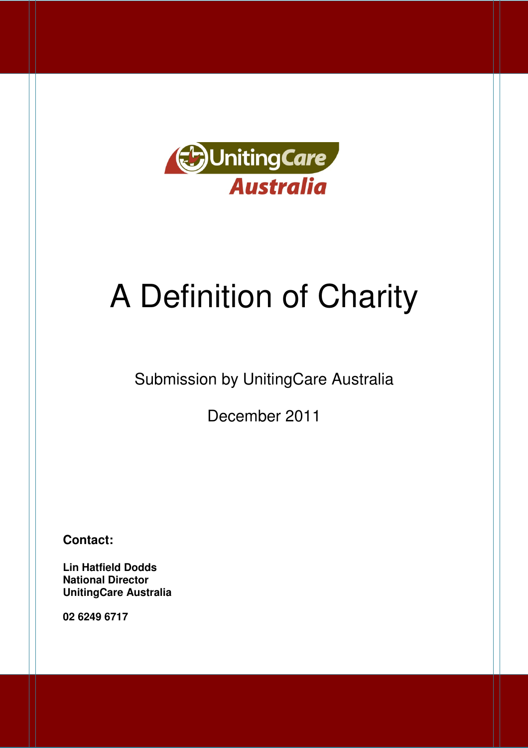# A Definition of Charity

Submission by UnitingCare Australia

December 2011

**Contact:**

**Lin Hatfield Dodds**
**National Director**
**UnitingCare Australia**

**02 6249 6717**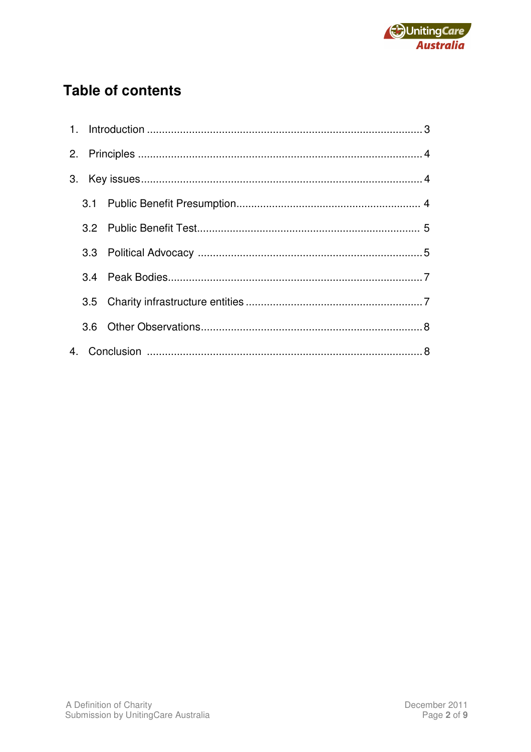## Table of contents

1. Introduction ........................................................................................ 3
2. Principles ............................................................................................ 4
3. Key issues ............................................................................................ 4
   - 3.1 Public Benefit Presumption ............................................................ 4
   - 3.2 Public Benefit Test ........................................................................ 5
   - 3.3 Political Advocacy ........................................................................ 5
   - 3.4 Peak Bodies .................................................................................. 7
   - 3.5 Charity infrastructure entities ......................................................... 7
   - 3.6 Other Observations ........................................................................ 8
4. Conclusion ........................................................................................... 8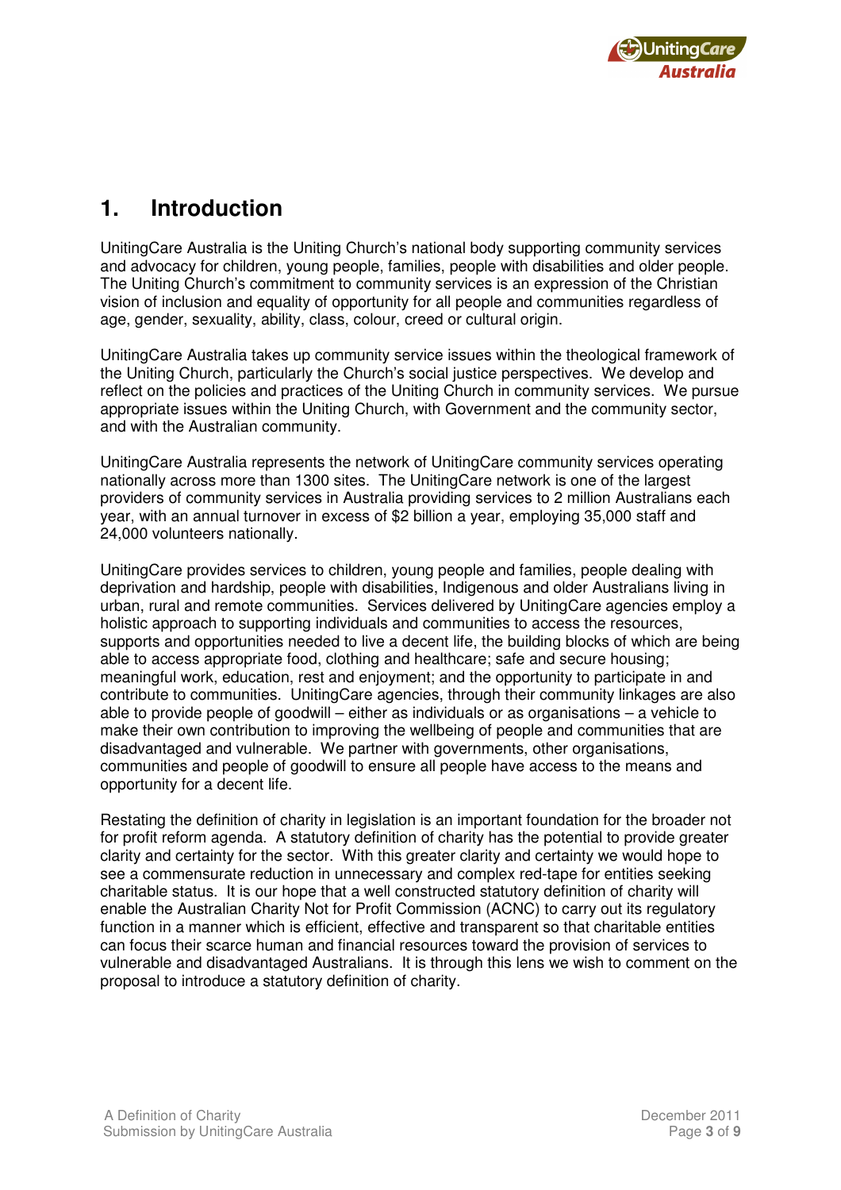# 1. Introduction

UnitingCare Australia is the Uniting Church's national body supporting community services and advocacy for children, young people, families, people with disabilities and older people. The Uniting Church's commitment to community services is an expression of the Christian vision of inclusion and equality of opportunity for all people and communities regardless of age, gender, sexuality, ability, class, colour, creed or cultural origin.

UnitingCare Australia takes up community service issues within the theological framework of the Uniting Church, particularly the Church's social justice perspectives. We develop and reflect on the policies and practices of the Uniting Church in community services. We pursue appropriate issues within the Uniting Church, with Government and the community sector, and with the Australian community.

UnitingCare Australia represents the network of UnitingCare community services operating nationally across more than 1300 sites. The UnitingCare network is one of the largest providers of community services in Australia providing services to 2 million Australians each year, with an annual turnover in excess of $2 billion a year, employing 35,000 staff and 24,000 volunteers nationally.

UnitingCare provides services to children, young people and families, people dealing with deprivation and hardship, people with disabilities, Indigenous and older Australians living in urban, rural and remote communities. Services delivered by UnitingCare agencies employ a holistic approach to supporting individuals and communities to access the resources, supports and opportunities needed to live a decent life, the building blocks of which are being able to access appropriate food, clothing and healthcare; safe and secure housing; meaningful work, education, rest and enjoyment; and the opportunity to participate in and contribute to communities. UnitingCare agencies, through their community linkages are also able to provide people of goodwill – either as individuals or as organisations – a vehicle to make their own contribution to improving the wellbeing of people and communities that are disadvantaged and vulnerable. We partner with governments, other organisations, communities and people of goodwill to ensure all people have access to the means and opportunity for a decent life.

Restating the definition of charity in legislation is an important foundation for the broader not for profit reform agenda. A statutory definition of charity has the potential to provide greater clarity and certainty for the sector. With this greater clarity and certainty we would hope to see a commensurate reduction in unnecessary and complex red-tape for entities seeking charitable status. It is our hope that a well constructed statutory definition of charity will enable the Australian Charity Not for Profit Commission (ACNC) to carry out its regulatory function in a manner which is efficient, effective and transparent so that charitable entities can focus their scarce human and financial resources toward the provision of services to vulnerable and disadvantaged Australians. It is through this lens we wish to comment on the proposal to introduce a statutory definition of charity.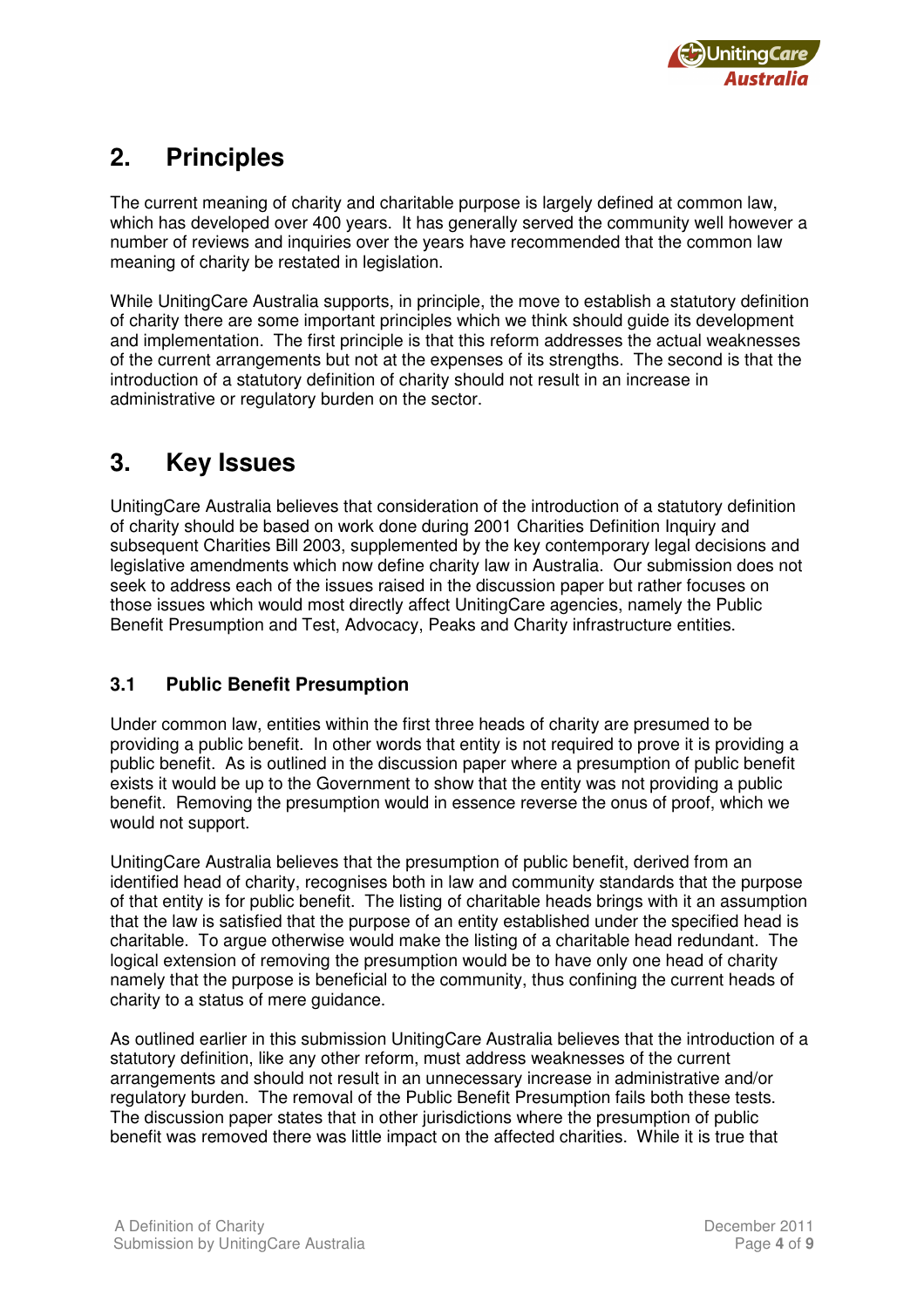## 2. Principles

The current meaning of charity and charitable purpose is largely defined at common law, which has developed over 400 years. It has generally served the community well however a number of reviews and inquiries over the years have recommended that the common law meaning of charity be restated in legislation.

While UnitingCare Australia supports, in principle, the move to establish a statutory definition of charity there are some important principles which we think should guide its development and implementation. The first principle is that this reform addresses the actual weaknesses of the current arrangements but not at the expenses of its strengths. The second is that the introduction of a statutory definition of charity should not result in an increase in administrative or regulatory burden on the sector.

## 3. Key Issues

UnitingCare Australia believes that consideration of the introduction of a statutory definition of charity should be based on work done during 2001 Charities Definition Inquiry and subsequent Charities Bill 2003, supplemented by the key contemporary legal decisions and legislative amendments which now define charity law in Australia. Our submission does not seek to address each of the issues raised in the discussion paper but rather focuses on those issues which would most directly affect UnitingCare agencies, namely the Public Benefit Presumption and Test, Advocacy, Peaks and Charity infrastructure entities.

### 3.1 Public Benefit Presumption

Under common law, entities within the first three heads of charity are presumed to be providing a public benefit. In other words that entity is not required to prove it is providing a public benefit. As is outlined in the discussion paper where a presumption of public benefit exists it would be up to the Government to show that the entity was not providing a public benefit. Removing the presumption would in essence reverse the onus of proof, which we would not support.

UnitingCare Australia believes that the presumption of public benefit, derived from an identified head of charity, recognises both in law and community standards that the purpose of that entity is for public benefit. The listing of charitable heads brings with it an assumption that the law is satisfied that the purpose of an entity established under the specified head is charitable. To argue otherwise would make the listing of a charitable head redundant. The logical extension of removing the presumption would be to have only one head of charity namely that the purpose is beneficial to the community, thus confining the current heads of charity to a status of mere guidance.

As outlined earlier in this submission UnitingCare Australia believes that the introduction of a statutory definition, like any other reform, must address weaknesses of the current arrangements and should not result in an unnecessary increase in administrative and/or regulatory burden. The removal of the Public Benefit Presumption fails both these tests. The discussion paper states that in other jurisdictions where the presumption of public benefit was removed there was little impact on the affected charities. While it is true that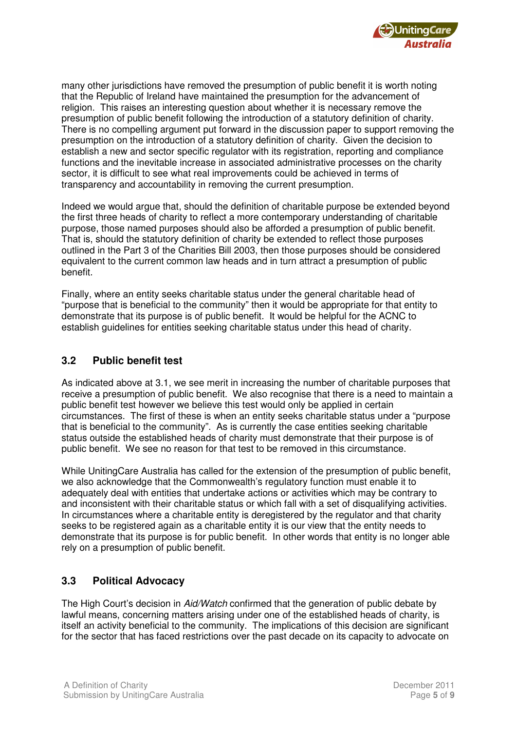many other jurisdictions have removed the presumption of public benefit it is worth noting that the Republic of Ireland have maintained the presumption for the advancement of religion. This raises an interesting question about whether it is necessary remove the presumption of public benefit following the introduction of a statutory definition of charity. There is no compelling argument put forward in the discussion paper to support removing the presumption on the introduction of a statutory definition of charity. Given the decision to establish a new and sector specific regulator with its registration, reporting and compliance functions and the inevitable increase in associated administrative processes on the charity sector, it is difficult to see what real improvements could be achieved in terms of transparency and accountability in removing the current presumption.

Indeed we would argue that, should the definition of charitable purpose be extended beyond the first three heads of charity to reflect a more contemporary understanding of charitable purpose, those named purposes should also be afforded a presumption of public benefit. That is, should the statutory definition of charity be extended to reflect those purposes outlined in the Part 3 of the Charities Bill 2003, then those purposes should be considered equivalent to the current common law heads and in turn attract a presumption of public benefit.

Finally, where an entity seeks charitable status under the general charitable head of "purpose that is beneficial to the community" then it would be appropriate for that entity to demonstrate that its purpose is of public benefit. It would be helpful for the ACNC to establish guidelines for entities seeking charitable status under this head of charity.

### 3.2 Public benefit test

As indicated above at 3.1, we see merit in increasing the number of charitable purposes that receive a presumption of public benefit. We also recognise that there is a need to maintain a public benefit test however we believe this test would only be applied in certain circumstances. The first of these is when an entity seeks charitable status under a "purpose that is beneficial to the community". As is currently the case entities seeking charitable status outside the established heads of charity must demonstrate that their purpose is of public benefit. We see no reason for that test to be removed in this circumstance.

While UnitingCare Australia has called for the extension of the presumption of public benefit, we also acknowledge that the Commonwealth's regulatory function must enable it to adequately deal with entities that undertake actions or activities which may be contrary to and inconsistent with their charitable status or which fall with a set of disqualifying activities. In circumstances where a charitable entity is deregistered by the regulator and that charity seeks to be registered again as a charitable entity it is our view that the entity needs to demonstrate that its purpose is for public benefit. In other words that entity is no longer able rely on a presumption of public benefit.

### 3.3 Political Advocacy

The High Court's decision in *Aid/Watch* confirmed that the generation of public debate by lawful means, concerning matters arising under one of the established heads of charity, is itself an activity beneficial to the community. The implications of this decision are significant for the sector that has faced restrictions over the past decade on its capacity to advocate on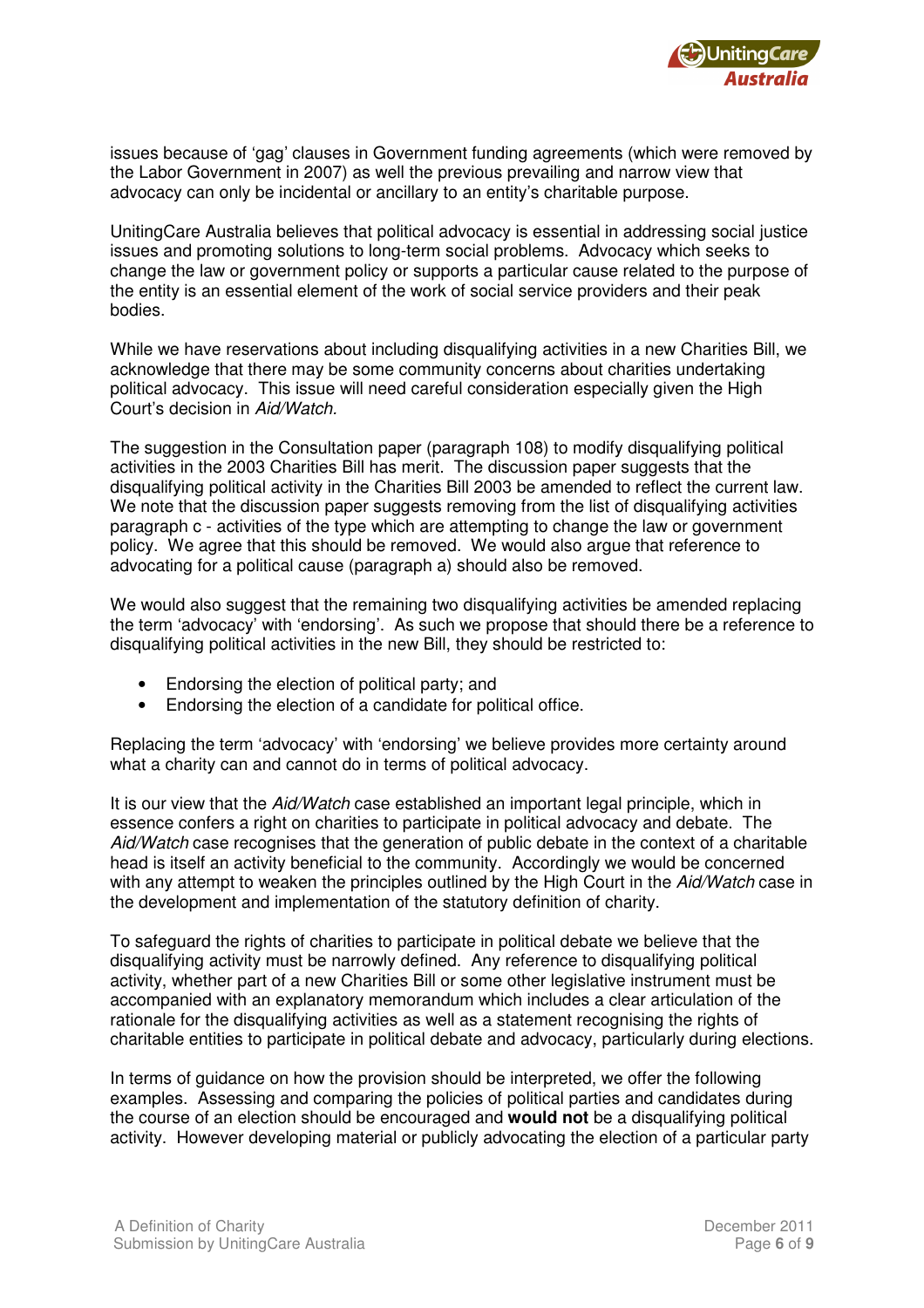issues because of 'gag' clauses in Government funding agreements (which were removed by the Labor Government in 2007) as well the previous prevailing and narrow view that advocacy can only be incidental or ancillary to an entity's charitable purpose.

UnitingCare Australia believes that political advocacy is essential in addressing social justice issues and promoting solutions to long-term social problems. Advocacy which seeks to change the law or government policy or supports a particular cause related to the purpose of the entity is an essential element of the work of social service providers and their peak bodies.

While we have reservations about including disqualifying activities in a new Charities Bill, we acknowledge that there may be some community concerns about charities undertaking political advocacy. This issue will need careful consideration especially given the High Court's decision in *Aid/Watch.*

The suggestion in the Consultation paper (paragraph 108) to modify disqualifying political activities in the 2003 Charities Bill has merit. The discussion paper suggests that the disqualifying political activity in the Charities Bill 2003 be amended to reflect the current law. We note that the discussion paper suggests removing from the list of disqualifying activities paragraph c - activities of the type which are attempting to change the law or government policy. We agree that this should be removed. We would also argue that reference to advocating for a political cause (paragraph a) should also be removed.

We would also suggest that the remaining two disqualifying activities be amended replacing the term 'advocacy' with 'endorsing'. As such we propose that should there be a reference to disqualifying political activities in the new Bill, they should be restricted to:

- Endorsing the election of political party; and
- Endorsing the election of a candidate for political office.

Replacing the term 'advocacy' with 'endorsing' we believe provides more certainty around what a charity can and cannot do in terms of political advocacy.

It is our view that the *Aid/Watch* case established an important legal principle, which in essence confers a right on charities to participate in political advocacy and debate. The *Aid/Watch* case recognises that the generation of public debate in the context of a charitable head is itself an activity beneficial to the community. Accordingly we would be concerned with any attempt to weaken the principles outlined by the High Court in the *Aid/Watch* case in the development and implementation of the statutory definition of charity.

To safeguard the rights of charities to participate in political debate we believe that the disqualifying activity must be narrowly defined. Any reference to disqualifying political activity, whether part of a new Charities Bill or some other legislative instrument must be accompanied with an explanatory memorandum which includes a clear articulation of the rationale for the disqualifying activities as well as a statement recognising the rights of charitable entities to participate in political debate and advocacy, particularly during elections.

In terms of guidance on how the provision should be interpreted, we offer the following examples. Assessing and comparing the policies of political parties and candidates during the course of an election should be encouraged and **would not** be a disqualifying political activity. However developing material or publicly advocating the election of a particular party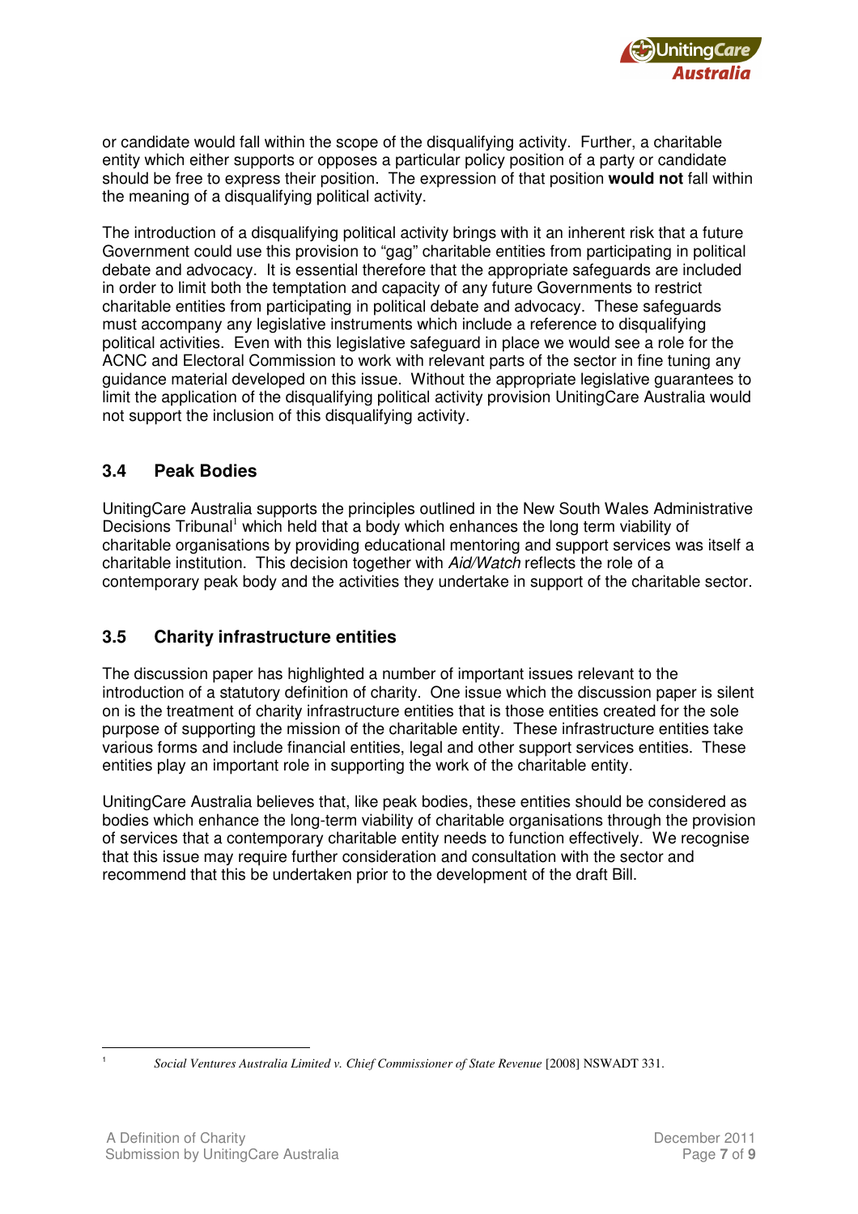or candidate would fall within the scope of the disqualifying activity. Further, a charitable entity which either supports or opposes a particular policy position of a party or candidate should be free to express their position. The expression of that position **would not** fall within the meaning of a disqualifying political activity.

The introduction of a disqualifying political activity brings with it an inherent risk that a future Government could use this provision to "gag" charitable entities from participating in political debate and advocacy. It is essential therefore that the appropriate safeguards are included in order to limit both the temptation and capacity of any future Governments to restrict charitable entities from participating in political debate and advocacy. These safeguards must accompany any legislative instruments which include a reference to disqualifying political activities. Even with this legislative safeguard in place we would see a role for the ACNC and Electoral Commission to work with relevant parts of the sector in fine tuning any guidance material developed on this issue. Without the appropriate legislative guarantees to limit the application of the disqualifying political activity provision UnitingCare Australia would not support the inclusion of this disqualifying activity.

### 3.4 Peak Bodies

UnitingCare Australia supports the principles outlined in the New South Wales Administrative Decisions Tribunal[1] which held that a body which enhances the long term viability of charitable organisations by providing educational mentoring and support services was itself a charitable institution. This decision together with *Aid/Watch* reflects the role of a contemporary peak body and the activities they undertake in support of the charitable sector.

### 3.5 Charity infrastructure entities

The discussion paper has highlighted a number of important issues relevant to the introduction of a statutory definition of charity. One issue which the discussion paper is silent on is the treatment of charity infrastructure entities that is those entities created for the sole purpose of supporting the mission of the charitable entity. These infrastructure entities take various forms and include financial entities, legal and other support services entities. These entities play an important role in supporting the work of the charitable entity.

UnitingCare Australia believes that, like peak bodies, these entities should be considered as bodies which enhance the long-term viability of charitable organisations through the provision of services that a contemporary charitable entity needs to function effectively. We recognise that this issue may require further consideration and consultation with the sector and recommend that this be undertaken prior to the development of the draft Bill.

---

[1] *Social Ventures Australia Limited v. Chief Commissioner of State Revenue* [2008] NSWADT 331.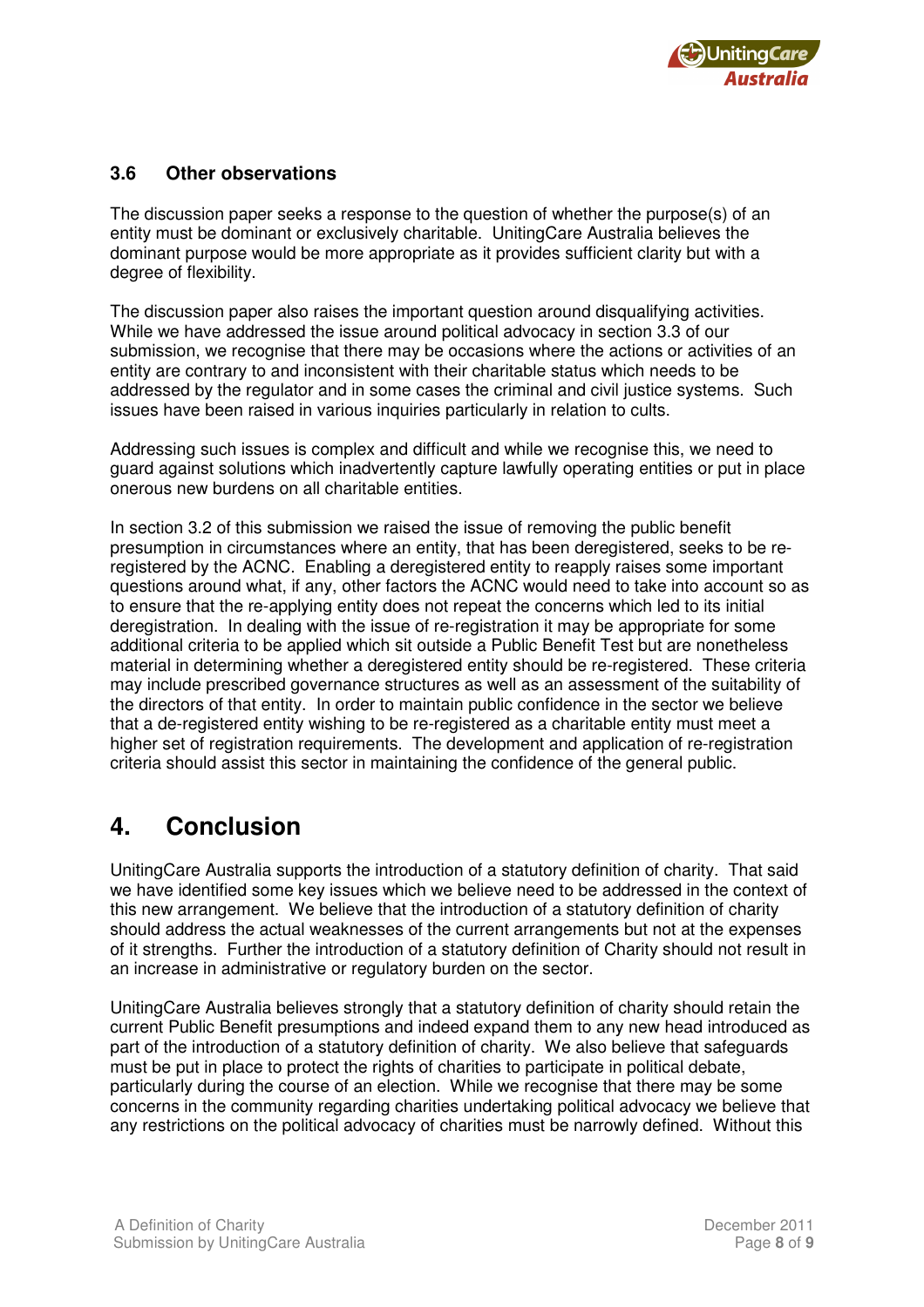### 3.6 Other observations

The discussion paper seeks a response to the question of whether the purpose(s) of an entity must be dominant or exclusively charitable. UnitingCare Australia believes the dominant purpose would be more appropriate as it provides sufficient clarity but with a degree of flexibility.

The discussion paper also raises the important question around disqualifying activities. While we have addressed the issue around political advocacy in section 3.3 of our submission, we recognise that there may be occasions where the actions or activities of an entity are contrary to and inconsistent with their charitable status which needs to be addressed by the regulator and in some cases the criminal and civil justice systems. Such issues have been raised in various inquiries particularly in relation to cults.

Addressing such issues is complex and difficult and while we recognise this, we need to guard against solutions which inadvertently capture lawfully operating entities or put in place onerous new burdens on all charitable entities.

In section 3.2 of this submission we raised the issue of removing the public benefit presumption in circumstances where an entity, that has been deregistered, seeks to be re-registered by the ACNC. Enabling a deregistered entity to reapply raises some important questions around what, if any, other factors the ACNC would need to take into account so as to ensure that the re-applying entity does not repeat the concerns which led to its initial deregistration. In dealing with the issue of re-registration it may be appropriate for some additional criteria to be applied which sit outside a Public Benefit Test but are nonetheless material in determining whether a deregistered entity should be re-registered. These criteria may include prescribed governance structures as well as an assessment of the suitability of the directors of that entity. In order to maintain public confidence in the sector we believe that a de-registered entity wishing to be re-registered as a charitable entity must meet a higher set of registration requirements. The development and application of re-registration criteria should assist this sector in maintaining the confidence of the general public.

## 4. Conclusion

UnitingCare Australia supports the introduction of a statutory definition of charity. That said we have identified some key issues which we believe need to be addressed in the context of this new arrangement. We believe that the introduction of a statutory definition of charity should address the actual weaknesses of the current arrangements but not at the expenses of it strengths. Further the introduction of a statutory definition of Charity should not result in an increase in administrative or regulatory burden on the sector.

UnitingCare Australia believes strongly that a statutory definition of charity should retain the current Public Benefit presumptions and indeed expand them to any new head introduced as part of the introduction of a statutory definition of charity. We also believe that safeguards must be put in place to protect the rights of charities to participate in political debate, particularly during the course of an election. While we recognise that there may be some concerns in the community regarding charities undertaking political advocacy we believe that any restrictions on the political advocacy of charities must be narrowly defined. Without this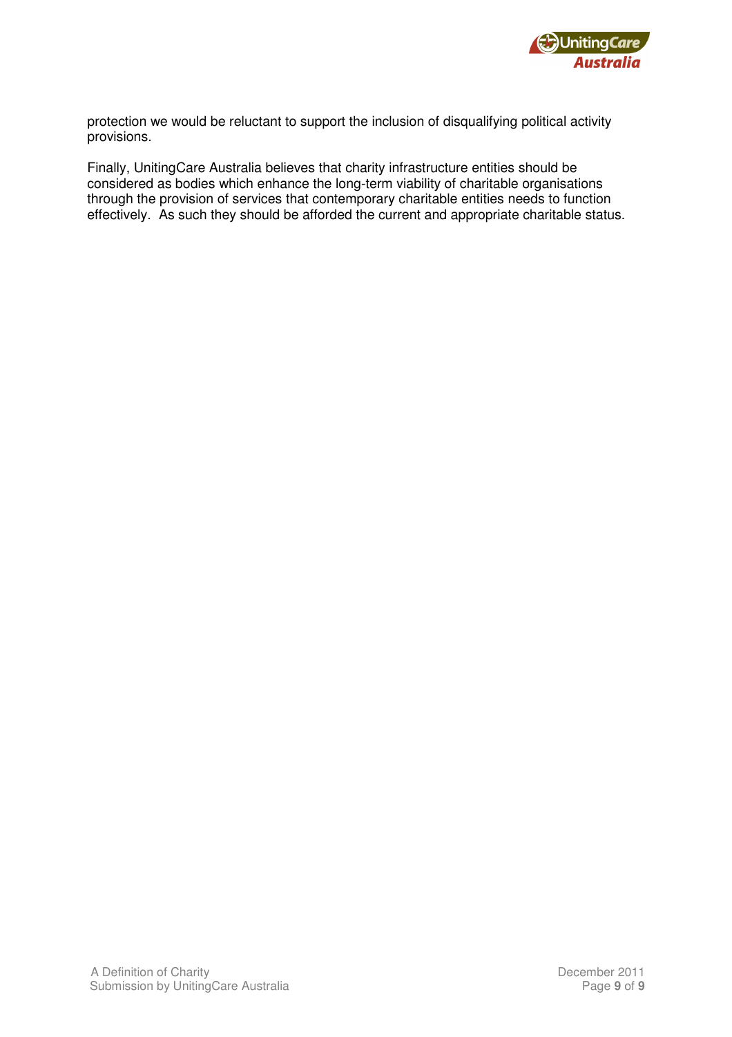protection we would be reluctant to support the inclusion of disqualifying political activity provisions.

Finally, UnitingCare Australia believes that charity infrastructure entities should be considered as bodies which enhance the long-term viability of charitable organisations through the provision of services that contemporary charitable entities needs to function effectively. As such they should be afforded the current and appropriate charitable status.